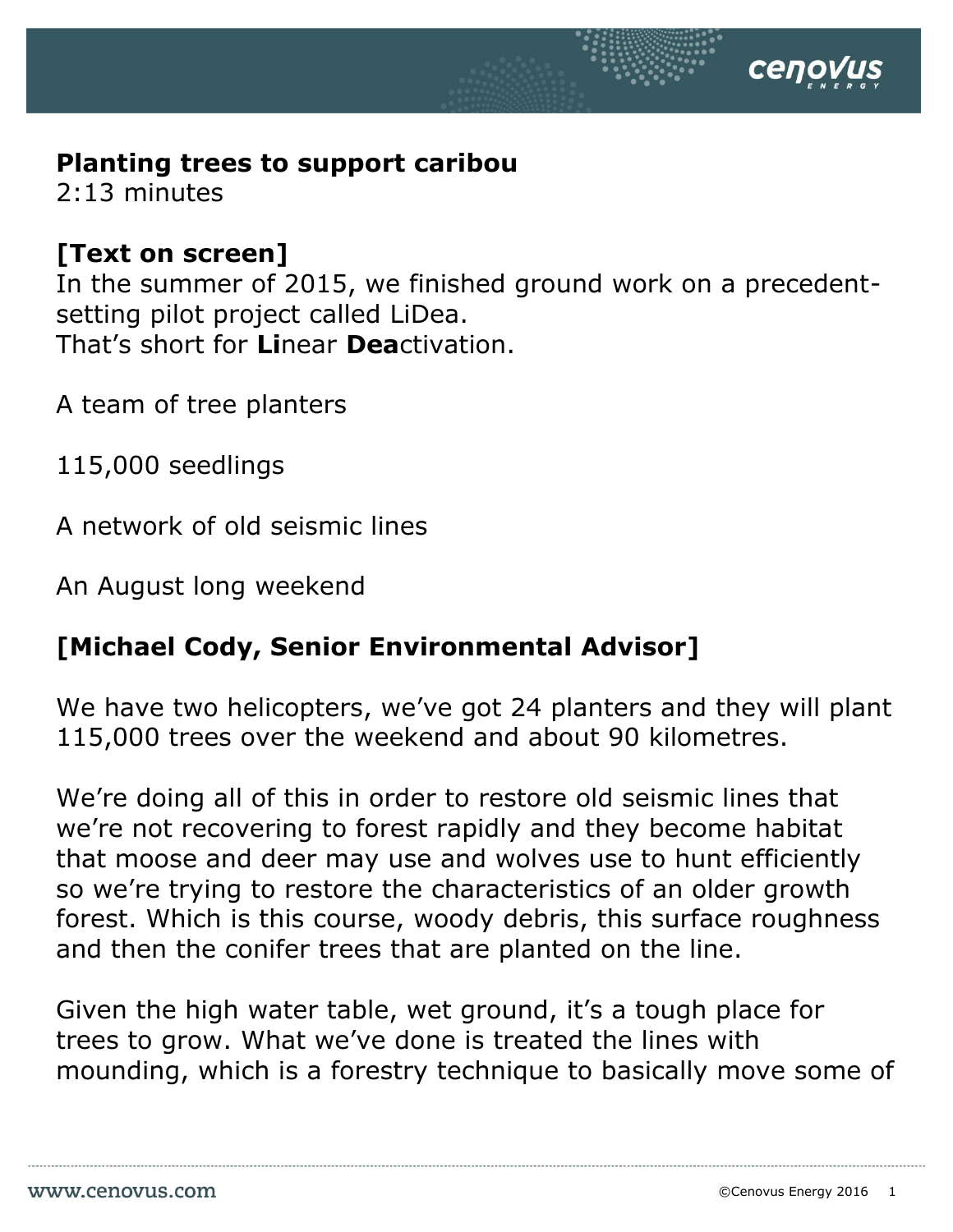**Planting trees to support caribou**
2:13 minutes

**[Text on screen]**
In the summer of 2015, we finished ground work on a precedent-setting pilot project called LiDea.
That's short for **Li**near **Dea**ctivation.

A team of tree planters

115,000 seedlings

A network of old seismic lines

An August long weekend

**[Michael Cody, Senior Environmental Advisor]**

We have two helicopters, we've got 24 planters and they will plant 115,000 trees over the weekend and about 90 kilometres.

We're doing all of this in order to restore old seismic lines that we're not recovering to forest rapidly and they become habitat that moose and deer may use and wolves use to hunt efficiently so we're trying to restore the characteristics of an older growth forest. Which is this course, woody debris, this surface roughness and then the conifer trees that are planted on the line.

Given the high water table, wet ground, it's a tough place for trees to grow. What we've done is treated the lines with mounding, which is a forestry technique to basically move some of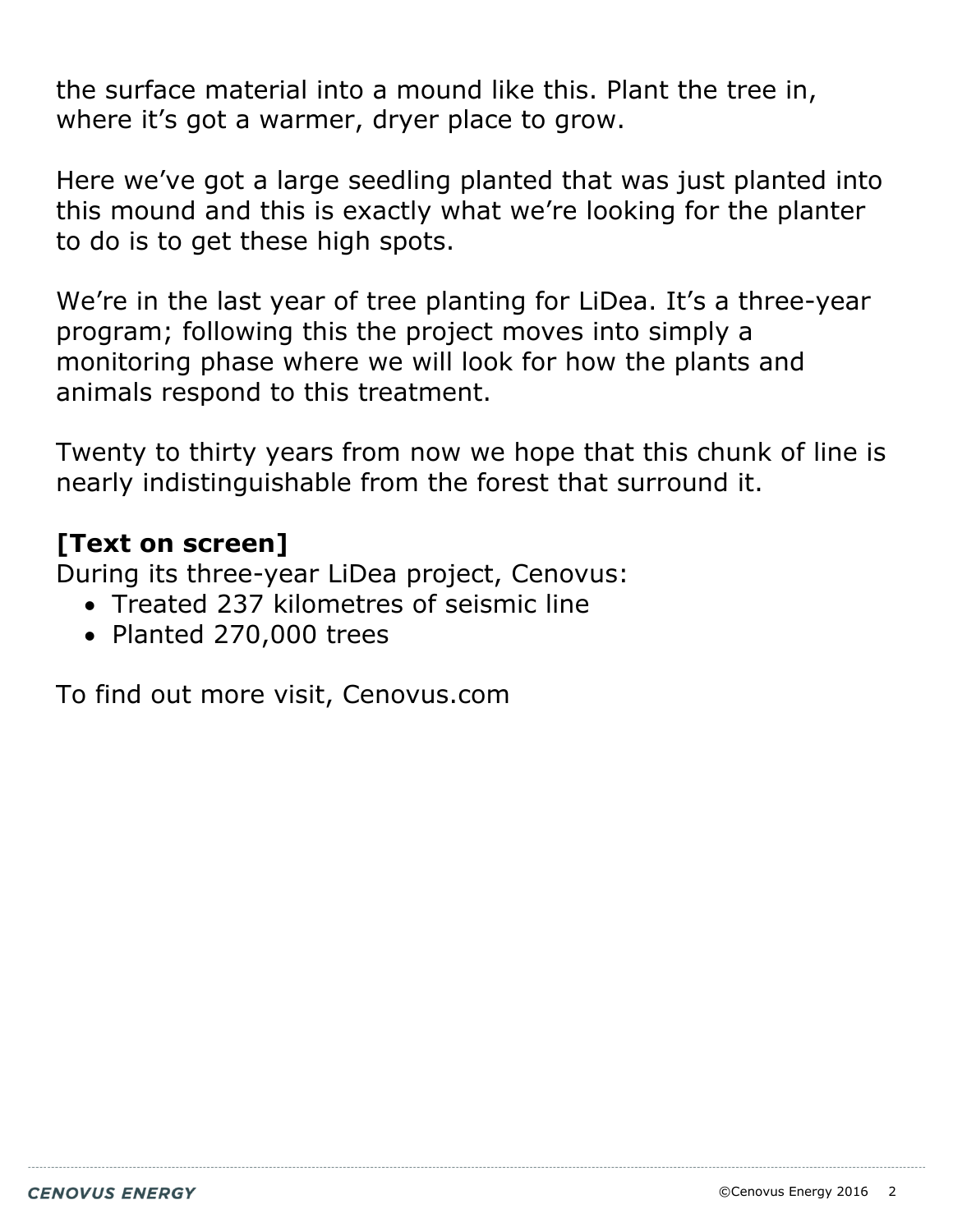the surface material into a mound like this. Plant the tree in, where it's got a warmer, dryer place to grow.

Here we've got a large seedling planted that was just planted into this mound and this is exactly what we're looking for the planter to do is to get these high spots.

We're in the last year of tree planting for LiDea. It's a three-year program; following this the project moves into simply a monitoring phase where we will look for how the plants and animals respond to this treatment.

Twenty to thirty years from now we hope that this chunk of line is nearly indistinguishable from the forest that surround it.

**[Text on screen]**
During its three-year LiDea project, Cenovus:

- Treated 237 kilometres of seismic line
- Planted 270,000 trees

To find out more visit, Cenovus.com